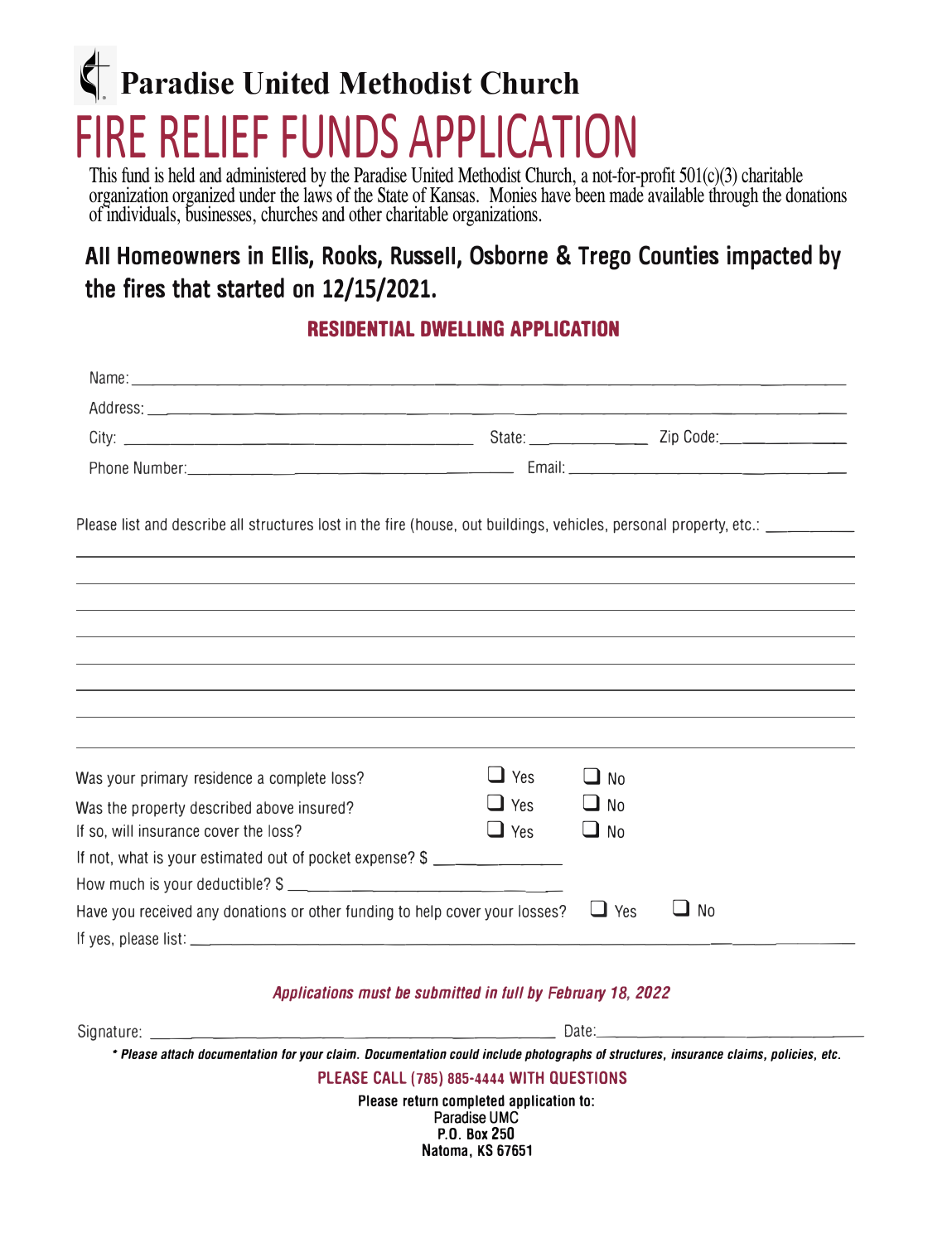# Paradise United Methodist Church

# FIRE RELIEF FUNDS APPLICATION

This fund is held and administered by the Paradise United Methodist Church, a not-for-profit 501(c)(3) charitable organization organized under the laws of the State of Kansas. Monies have been made available through the donations of individuals, businesses, churches and other charitable organizations.

## All Homeowners in Ellis, Rooks, Russell, Osborne & Trego Counties impacted by the fires that started on 12/15/2021.

### RESIDENTIAL DWELLING APPLICATION

Name: ______________________________________________

Address: ______________________________________________

City: ______________________ State: __________ Zip Code: __________

Phone Number: ______________________ Email: ______________________

Please list and describe all structures lost in the fire (house, out buildings, vehicles, personal property, etc.: __________

______________________________________________

______________________________________________

______________________________________________

______________________________________________

______________________________________________

______________________________________________

______________________________________________

______________________________________________

Was your primary residence a complete loss? ☐ Yes ☐ No

Was the property described above insured? ☐ Yes ☐ No

If so, will insurance cover the loss? ☐ Yes ☐ No

If not, what is your estimated out of pocket expense? $ __________

How much is your deductible? $ __________

Have you received any donations or other funding to help cover your losses? ☐ Yes ☐ No

If yes, please list: ______________________________________________

***Applications must be submitted in full by February 18, 2022***

Signature: ______________________ Date: ______________________

***\* Please attach documentation for your claim. Documentation could include photographs of structures, insurance claims, policies, etc.***

**PLEASE CALL (785) 885-4444 WITH QUESTIONS**

**Please return completed application to:**
Paradise UMC
**P.O. Box 250**
**Natoma, KS 67651**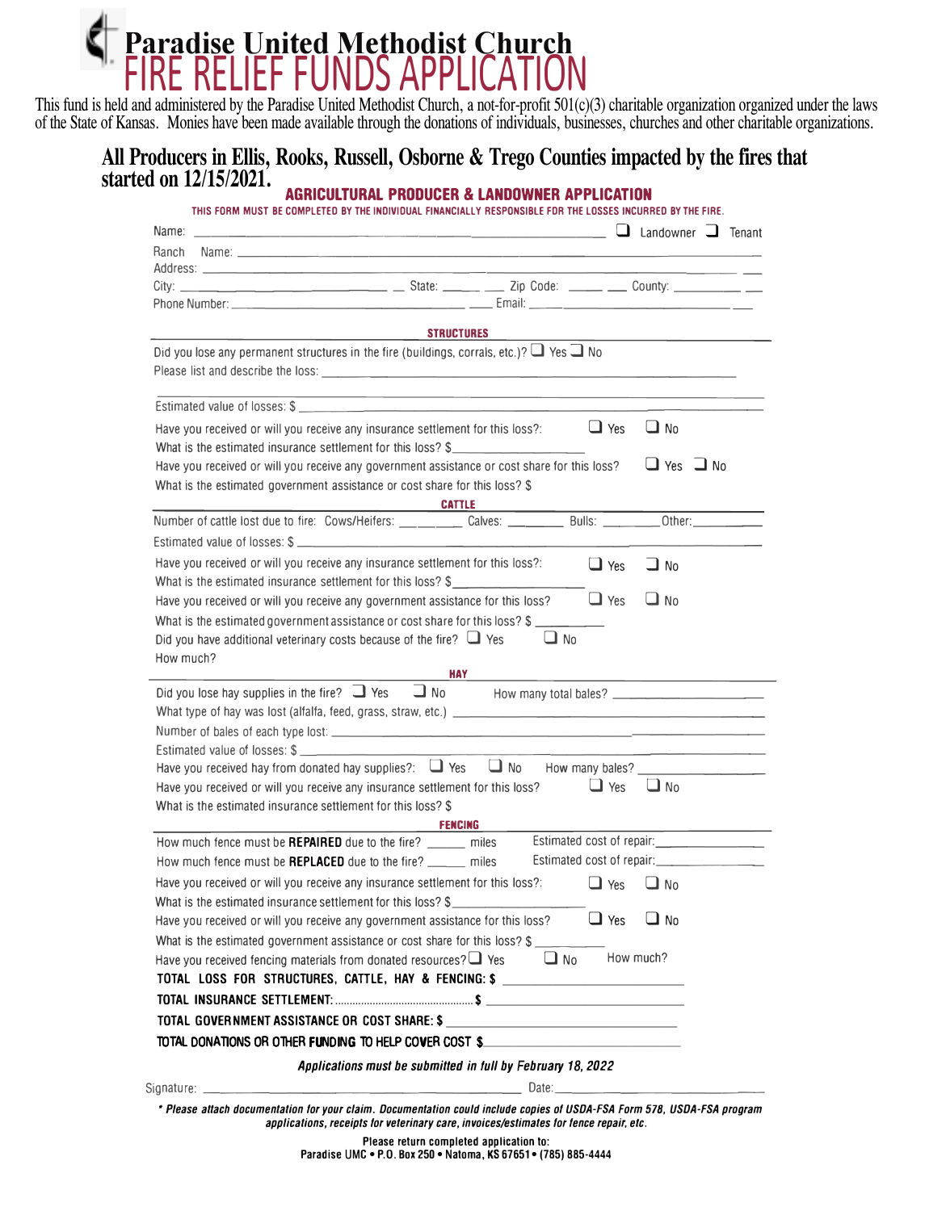# Paradise United Methodist Church

# FIRE RELIEF FUNDS APPLICATION

This fund is held and administered by the Paradise United Methodist Church, a not-for-profit 501(c)(3) charitable organization organized under the laws of the State of Kansas. Monies have been made available through the donations of individuals, businesses, churches and other charitable organizations.

## All Producers in Ellis, Rooks, Russell, Osborne & Trego Counties impacted by the fires that started on 12/15/2021.

### AGRICULTURAL PRODUCER & LANDOWNER APPLICATION

THIS FORM MUST BE COMPLETED BY THE INDIVIDUAL FINANCIALLY RESPONSIBLE FOR THE LOSSES INCURRED BY THE FIRE.

Name: ______________________________ ❑ Landowner ❑ Tenant

Ranch Name: ______________________________

Address: ______________________________

City: ____________ State: ______ Zip Code: ______ County: ____________

Phone Number: ____________ Email: ____________

### STRUCTURES

Did you lose any permanent structures in the fire (buildings, corrals, etc.)? ❑ Yes ❑ No

Please list and describe the loss: ______________________________

Estimated value of losses: $ ______________________________

Have you received or will you receive any insurance settlement for this loss?: ❑ Yes ❑ No

What is the estimated insurance settlement for this loss? $____________

Have you received or will you receive any government assistance or cost share for this loss? ❑ Yes ❑ No

What is the estimated government assistance or cost share for this loss? $

### CATTLE

Number of cattle lost due to fire: Cows/Heifers: ________ Calves: ________ Bulls: ________ Other: ________

Estimated value of losses: $ ______________________________

Have you received or will you receive any insurance settlement for this loss?: ❑ Yes ❑ No

What is the estimated insurance settlement for this loss? $____________

Have you received or will you receive any government assistance for this loss? ❑ Yes ❑ No

What is the estimated government assistance or cost share for this loss? $ ________

Did you have additional veterinary costs because of the fire? ❑ Yes ❑ No

How much?

### HAY

Did you lose hay supplies in the fire? ❑ Yes ❑ No How many total bales? ____________

What type of hay was lost (alfalfa, feed, grass, straw, etc.) ______________________________

Number of bales of each type lost: ______________________________

Estimated value of losses: $ ______________________________

Have you received hay from donated hay supplies?: ❑ Yes ❑ No How many bales? ____________

Have you received or will you receive any insurance settlement for this loss? ❑ Yes ❑ No

What is the estimated insurance settlement for this loss? $

### FENCING

How much fence must be **REPAIRED** due to the fire? ______ miles Estimated cost of repair: ____________

How much fence must be **REPLACED** due to the fire? ______ miles Estimated cost of repair: ____________

Have you received or will you receive any insurance settlement for this loss?: ❑ Yes ❑ No

What is the estimated insurance settlement for this loss? $____________

Have you received or will you receive any government assistance for this loss? ❑ Yes ❑ No

What is the estimated government assistance or cost share for this loss? $ ________

Have you received fencing materials from donated resources? ❑ Yes ❑ No How much?

**TOTAL LOSS FOR STRUCTURES, CATTLE, HAY & FENCING: $** ____________

**TOTAL INSURANCE SETTLEMENT:** ........................................ **$** ____________

**TOTAL GOVERNMENT ASSISTANCE OR COST SHARE: $** ____________

**TOTAL DONATIONS OR OTHER FUNDING TO HELP COVER COST $** ____________

***Applications must be submitted in full by February 18, 2022***

Signature: ______________________________ Date: ____________

***\* Please attach documentation for your claim. Documentation could include copies of USDA-FSA Form 578, USDA-FSA program applications, receipts for veterinary care, invoices/estimates for fence repair, etc.***

**Please return completed application to:**
**Paradise UMC • P.O. Box 250 • Natoma, KS 67651 • (785) 885-4444**